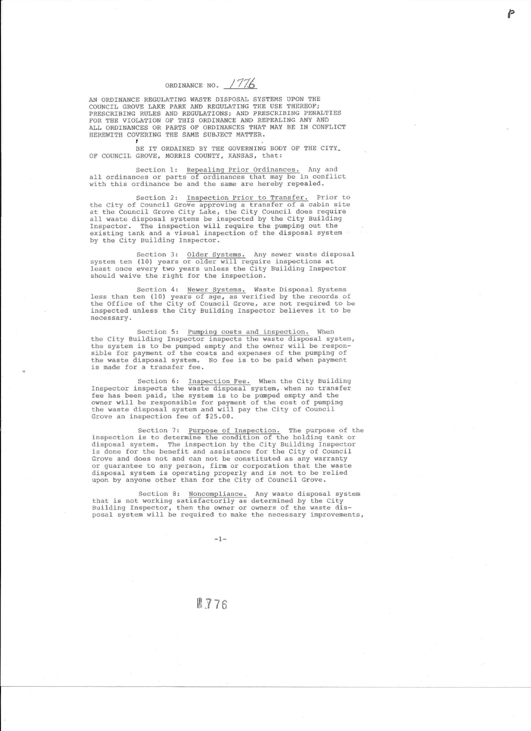# ORDINANCE NO. 1776

AN ORDINANCE REGULATING WASTE DISPOSAL SYSTEMS UPON THE COUNCIL GROVE LAKE PARK AND REGULATING THE USE THEREOF; PRESCRIBING RULES AND REGULATIONS; AND PRESCRIBING PENALTIES FOR THE VIOLATION OF THIS ORDINANCE AND REPEALING ANY AND ALL ORDINANCES OR PARTS OF ORDINANCES THAT MAY BE IN CONFLICT HEREWITH COVERING THE SAME SUBJECT MATTER.

BE IT ORDAINED BY THE GOVERNING BODY OF THE CITY OF COUNCIL GROVE, MORRIS COUNTY, KANSAS, that:

Section 1: Repealing Prior Ordinances. Any and all ordinances or parts of ordinances that may be in conflict with this ordinance be and the same are hereby repealed.

Section 2: Inspection Prior to Transfer. Prior to the City of Council Grove approving a transfer of a cabin site at the Council Grove City Lake, the City Council does require all waste disposal systems be inspected by the City Building Inspector. The inspection will require the pumping out the existing tank and a visual inspection of the disposal system by the City Building Inspector.

Section 3: Older Systems. Any sewer waste disposal system ten (10) years or older will require inspections at least once every two years unless the City Building Inspector should waive the right for the inspection.

Section 4: Newer Systems. Waste Disposal Systems less than ten (10) years of age, as verified by the records of the Office of the City of Council Grove, are not required to be inspected unless the City Building Inspector believes it to be necessary.

Section 5: Pumping costs and inspection. When the City Building Inspector inspects the waste disposal system, the system is to be pumped empty and the owner will be responsible for payment of the costs and expenses of the pumping of the waste disposal system. No fee is to be paid when payment is made for a transfer fee.

Section 6: Inspection Fee. When the City Building Inspector inspects the waste disposal system, when no transfer fee has been paid, the system is to be pumped empty and the owner will be responsible for payment of the cost of pumping the waste disposal system and will pay the City of Council Grove an inspection fee of $25.00.

Section 7: Purpose of Inspection. The purpose of the inspection is to determine the condition of the holding tank or disposal system. The inspection by the City Building Inspector is done for the benefit and assistance for the City of Council Grove and does not and can not be constituted as any warranty or guarantee to any person, firm or corporation that the waste disposal system is operating properly and is not to be relied upon by anyone other than for the City of Council Grove.

Section 8: Noncompliance. Any waste disposal system that is not working satisfactorily as determined by the City Building Inspector, then the owner or owners of the waste disposal system will be required to make the necessary improvements,

1776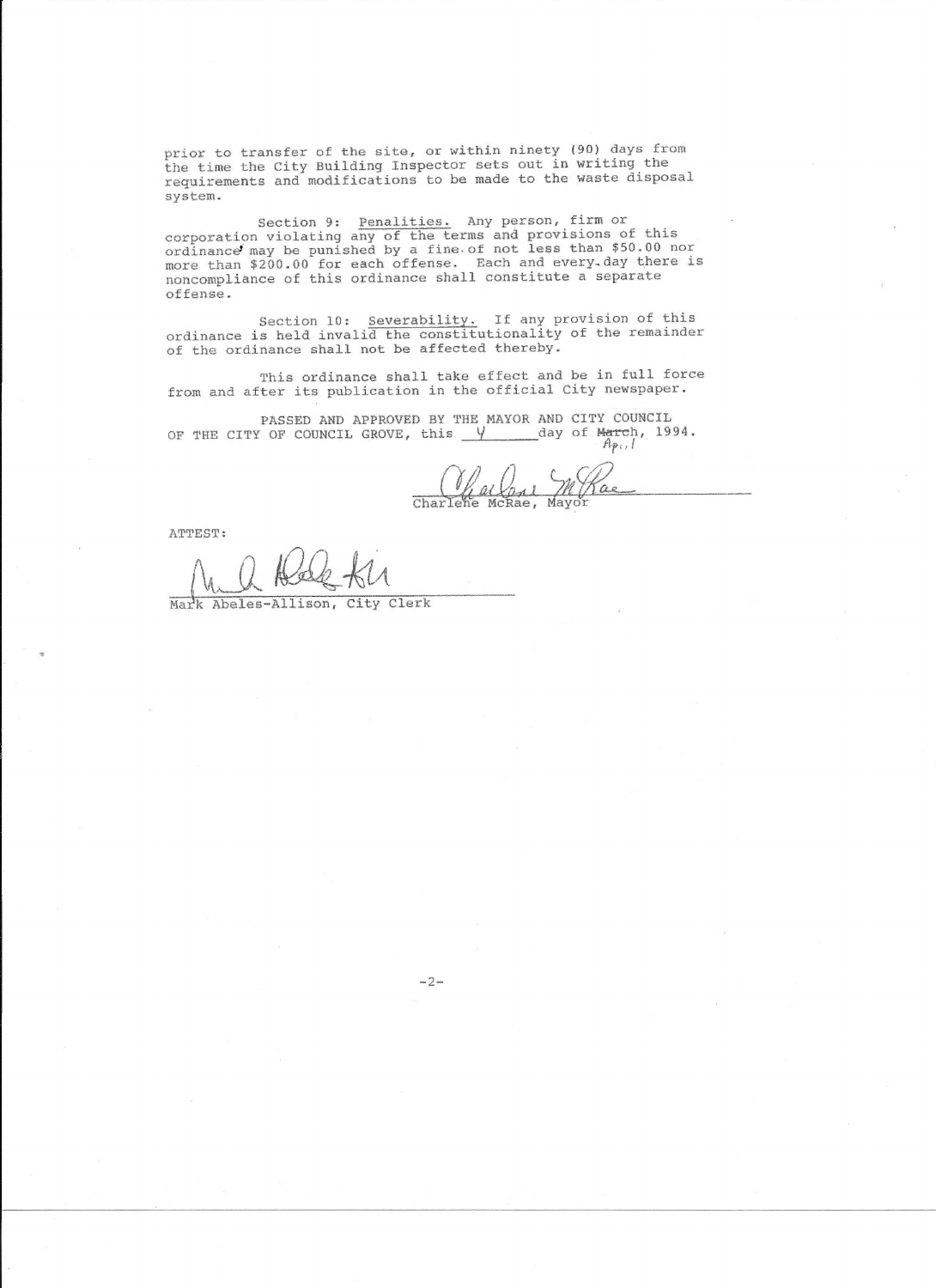prior to transfer of the site, or within ninety (90) days from the time the City Building Inspector sets out in writing the requirements and modifications to be made to the waste disposal system.

Section 9: Penalities. Any person, firm or corporation violating any of the terms and provisions of this ordinance may be punished by a fine of not less than $50.00 nor more than $200.00 for each offense. Each and every day there is noncompliance of this ordinance shall constitute a separate offense.

Section 10: Severability. If any provision of this ordinance is held invalid the constitutionality of the remainder of the ordinance shall not be affected thereby.

This ordinance shall take effect and be in full force from and after its publication in the official City newspaper.

PASSED AND APPROVED BY THE MAYOR AND CITY COUNCIL OF THE CITY OF COUNCIL GROVE, this 4 day of ~~March~~ April, 1994.

Charlene McRae, Mayor

ATTEST:

Mark Abeles-Allison, City Clerk